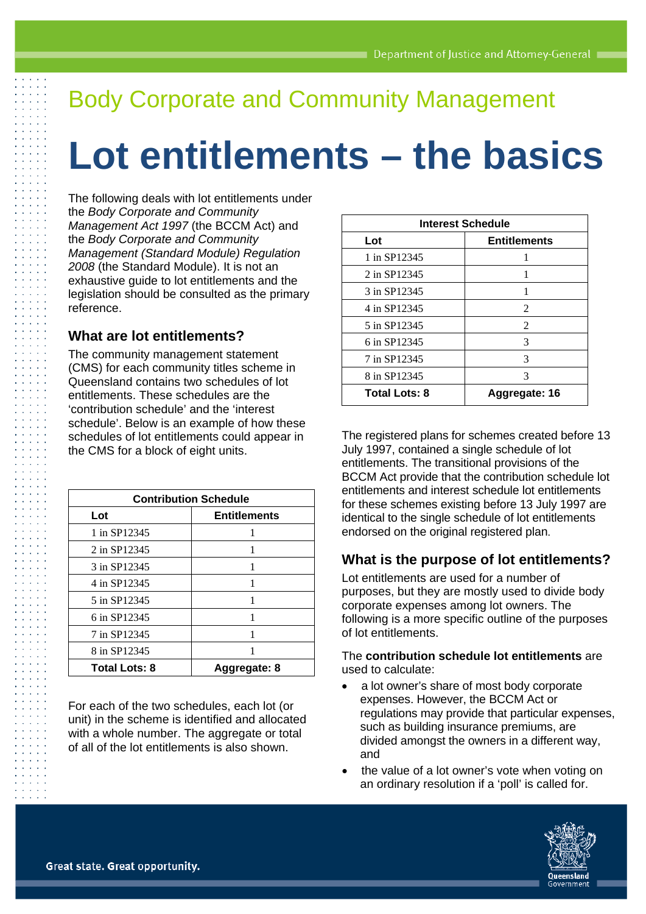Body Corporate and Community Management

# Lot entitlements – the basics

The following deals with lot entitlements under the *Body Corporate and Community Management Act 1997* (the BCCM Act) and the *Body Corporate and Community Management (Standard Module) Regulation 2008* (the Standard Module). It is not an exhaustive guide to lot entitlements and the legislation should be consulted as the primary reference.

## What are lot entitlements?

The community management statement (CMS) for each community titles scheme in Queensland contains two schedules of lot entitlements. These schedules are the 'contribution schedule' and the 'interest schedule'. Below is an example of how these schedules of lot entitlements could appear in the CMS for a block of eight units.

| Contribution Schedule | |
|---|---|
| **Lot** | **Entitlements** |
| 1 in SP12345 | 1 |
| 2 in SP12345 | 1 |
| 3 in SP12345 | 1 |
| 4 in SP12345 | 1 |
| 5 in SP12345 | 1 |
| 6 in SP12345 | 1 |
| 7 in SP12345 | 1 |
| 8 in SP12345 | 1 |
| **Total Lots: 8** | **Aggregate: 8** |

For each of the two schedules, each lot (or unit) in the scheme is identified and allocated with a whole number. The aggregate or total of all of the lot entitlements is also shown.

| Interest Schedule | |
|---|---|
| **Lot** | **Entitlements** |
| 1 in SP12345 | 1 |
| 2 in SP12345 | 1 |
| 3 in SP12345 | 1 |
| 4 in SP12345 | 2 |
| 5 in SP12345 | 2 |
| 6 in SP12345 | 3 |
| 7 in SP12345 | 3 |
| 8 in SP12345 | 3 |
| **Total Lots: 8** | **Aggregate: 16** |

The registered plans for schemes created before 13 July 1997, contained a single schedule of lot entitlements. The transitional provisions of the BCCM Act provide that the contribution schedule lot entitlements and interest schedule lot entitlements for these schemes existing before 13 July 1997 are identical to the single schedule of lot entitlements endorsed on the original registered plan.

## What is the purpose of lot entitlements?

Lot entitlements are used for a number of purposes, but they are mostly used to divide body corporate expenses among lot owners. The following is a more specific outline of the purposes of lot entitlements.

The **contribution schedule lot entitlements** are used to calculate:

- a lot owner's share of most body corporate expenses. However, the BCCM Act or regulations may provide that particular expenses, such as building insurance premiums, are divided amongst the owners in a different way, and
- the value of a lot owner's vote when voting on an ordinary resolution if a 'poll' is called for.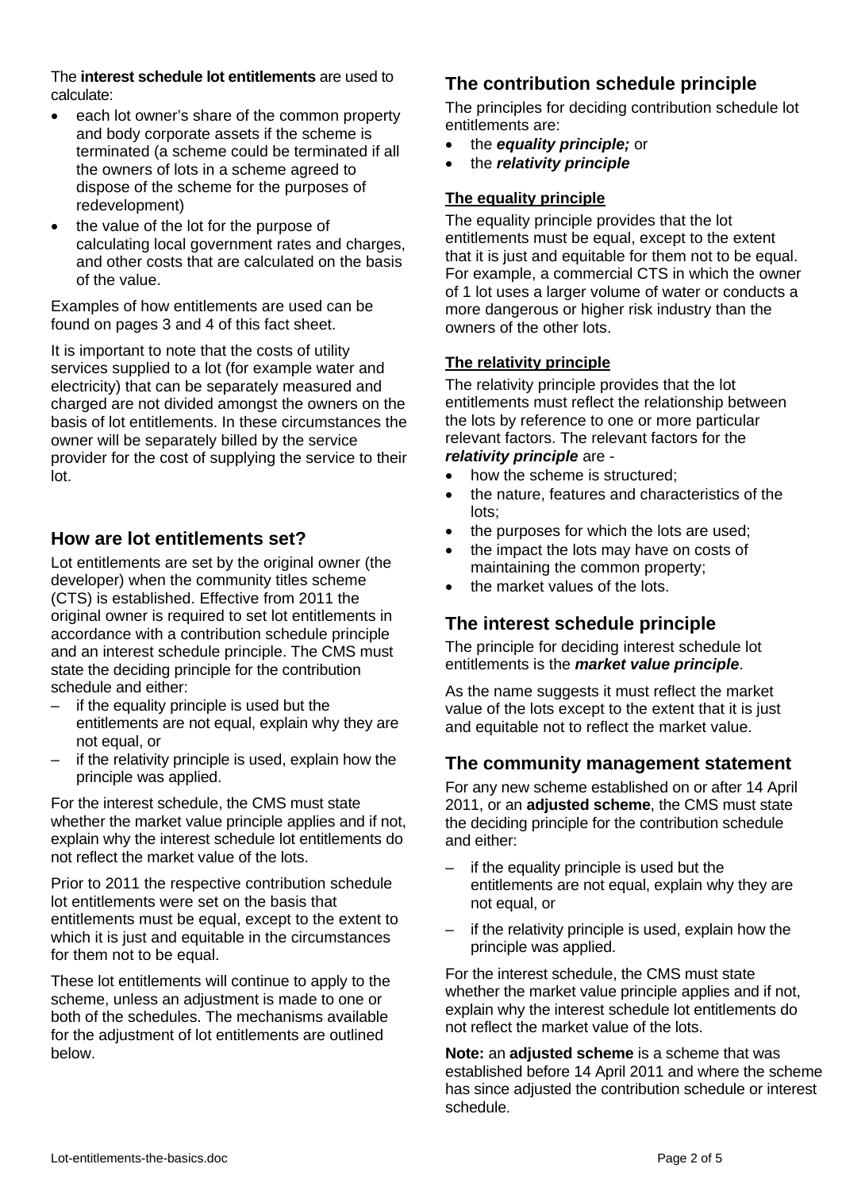The **interest schedule lot entitlements** are used to calculate:

- each lot owner's share of the common property and body corporate assets if the scheme is terminated (a scheme could be terminated if all the owners of lots in a scheme agreed to dispose of the scheme for the purposes of redevelopment)
- the value of the lot for the purpose of calculating local government rates and charges, and other costs that are calculated on the basis of the value.

Examples of how entitlements are used can be found on pages 3 and 4 of this fact sheet.

It is important to note that the costs of utility services supplied to a lot (for example water and electricity) that can be separately measured and charged are not divided amongst the owners on the basis of lot entitlements. In these circumstances the owner will be separately billed by the service provider for the cost of supplying the service to their lot.

## How are lot entitlements set?

Lot entitlements are set by the original owner (the developer) when the community titles scheme (CTS) is established. Effective from 2011 the original owner is required to set lot entitlements in accordance with a contribution schedule principle and an interest schedule principle. The CMS must state the deciding principle for the contribution schedule and either:

- if the equality principle is used but the entitlements are not equal, explain why they are not equal, or
- if the relativity principle is used, explain how the principle was applied.

For the interest schedule, the CMS must state whether the market value principle applies and if not, explain why the interest schedule lot entitlements do not reflect the market value of the lots.

Prior to 2011 the respective contribution schedule lot entitlements were set on the basis that entitlements must be equal, except to the extent to which it is just and equitable in the circumstances for them not to be equal.

These lot entitlements will continue to apply to the scheme, unless an adjustment is made to one or both of the schedules. The mechanisms available for the adjustment of lot entitlements are outlined below.

## The contribution schedule principle

The principles for deciding contribution schedule lot entitlements are:

- the ***equality principle;*** or
- the ***relativity principle***

### The equality principle

The equality principle provides that the lot entitlements must be equal, except to the extent that it is just and equitable for them not to be equal. For example, a commercial CTS in which the owner of 1 lot uses a larger volume of water or conducts a more dangerous or higher risk industry than the owners of the other lots.

### The relativity principle

The relativity principle provides that the lot entitlements must reflect the relationship between the lots by reference to one or more particular relevant factors. The relevant factors for the ***relativity principle*** are -

- how the scheme is structured;
- the nature, features and characteristics of the lots;
- the purposes for which the lots are used;
- the impact the lots may have on costs of maintaining the common property;
- the market values of the lots.

## The interest schedule principle

The principle for deciding interest schedule lot entitlements is the ***market value principle***.

As the name suggests it must reflect the market value of the lots except to the extent that it is just and equitable not to reflect the market value.

## The community management statement

For any new scheme established on or after 14 April 2011, or an **adjusted scheme**, the CMS must state the deciding principle for the contribution schedule and either:

- if the equality principle is used but the entitlements are not equal, explain why they are not equal, or
- if the relativity principle is used, explain how the principle was applied.

For the interest schedule, the CMS must state whether the market value principle applies and if not, explain why the interest schedule lot entitlements do not reflect the market value of the lots.

**Note:** an **adjusted scheme** is a scheme that was established before 14 April 2011 and where the scheme has since adjusted the contribution schedule or interest schedule.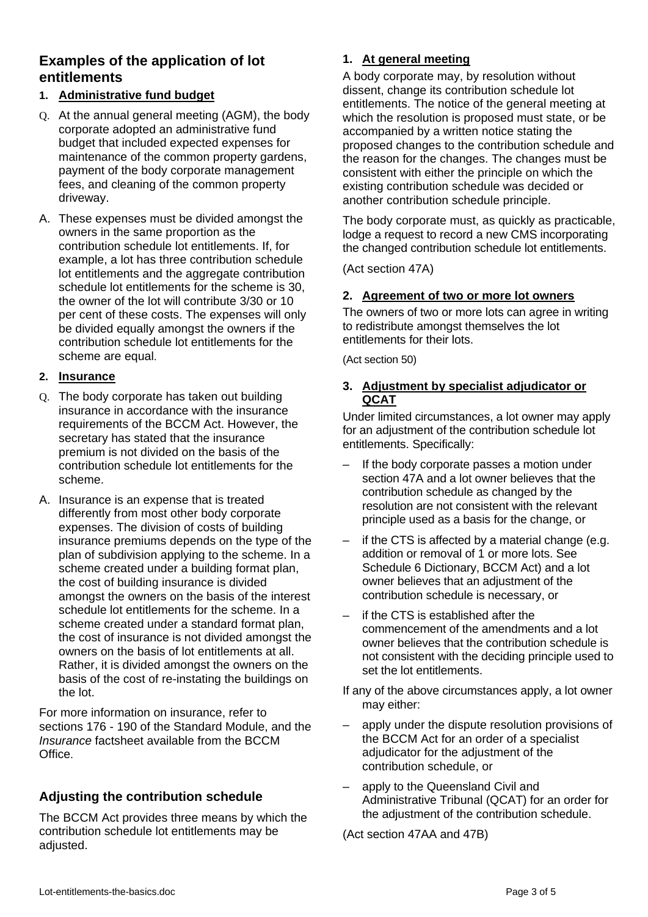## Examples of the application of lot entitlements

### 1. Administrative fund budget

Q. At the annual general meeting (AGM), the body corporate adopted an administrative fund budget that included expected expenses for maintenance of the common property gardens, payment of the body corporate management fees, and cleaning of the common property driveway.

A. These expenses must be divided amongst the owners in the same proportion as the contribution schedule lot entitlements. If, for example, a lot has three contribution schedule lot entitlements and the aggregate contribution schedule lot entitlements for the scheme is 30, the owner of the lot will contribute 3/30 or 10 per cent of these costs. The expenses will only be divided equally amongst the owners if the contribution schedule lot entitlements for the scheme are equal.

### 2. Insurance

Q. The body corporate has taken out building insurance in accordance with the insurance requirements of the BCCM Act. However, the secretary has stated that the insurance premium is not divided on the basis of the contribution schedule lot entitlements for the scheme.

A. Insurance is an expense that is treated differently from most other body corporate expenses. The division of costs of building insurance premiums depends on the type of the plan of subdivision applying to the scheme. In a scheme created under a building format plan, the cost of building insurance is divided amongst the owners on the basis of the interest schedule lot entitlements for the scheme. In a scheme created under a standard format plan, the cost of insurance is not divided amongst the owners on the basis of lot entitlements at all. Rather, it is divided amongst the owners on the basis of the cost of re-instating the buildings on the lot.

For more information on insurance, refer to sections 176 - 190 of the Standard Module, and the *Insurance* factsheet available from the BCCM Office.

## Adjusting the contribution schedule

The BCCM Act provides three means by which the contribution schedule lot entitlements may be adjusted.

### 1. At general meeting

A body corporate may, by resolution without dissent, change its contribution schedule lot entitlements. The notice of the general meeting at which the resolution is proposed must state, or be accompanied by a written notice stating the proposed changes to the contribution schedule and the reason for the changes. The changes must be consistent with either the principle on which the existing contribution schedule was decided or another contribution schedule principle.

The body corporate must, as quickly as practicable, lodge a request to record a new CMS incorporating the changed contribution schedule lot entitlements.

(Act section 47A)

### 2. Agreement of two or more lot owners

The owners of two or more lots can agree in writing to redistribute amongst themselves the lot entitlements for their lots.

(Act section 50)

### 3. Adjustment by specialist adjudicator or QCAT

Under limited circumstances, a lot owner may apply for an adjustment of the contribution schedule lot entitlements. Specifically:

- If the body corporate passes a motion under section 47A and a lot owner believes that the contribution schedule as changed by the resolution are not consistent with the relevant principle used as a basis for the change, or
- if the CTS is affected by a material change (e.g. addition or removal of 1 or more lots. See Schedule 6 Dictionary, BCCM Act) and a lot owner believes that an adjustment of the contribution schedule is necessary, or
- if the CTS is established after the commencement of the amendments and a lot owner believes that the contribution schedule is not consistent with the deciding principle used to set the lot entitlements.

If any of the above circumstances apply, a lot owner may either:

- apply under the dispute resolution provisions of the BCCM Act for an order of a specialist adjudicator for the adjustment of the contribution schedule, or
- apply to the Queensland Civil and Administrative Tribunal (QCAT) for an order for the adjustment of the contribution schedule.

(Act section 47AA and 47B)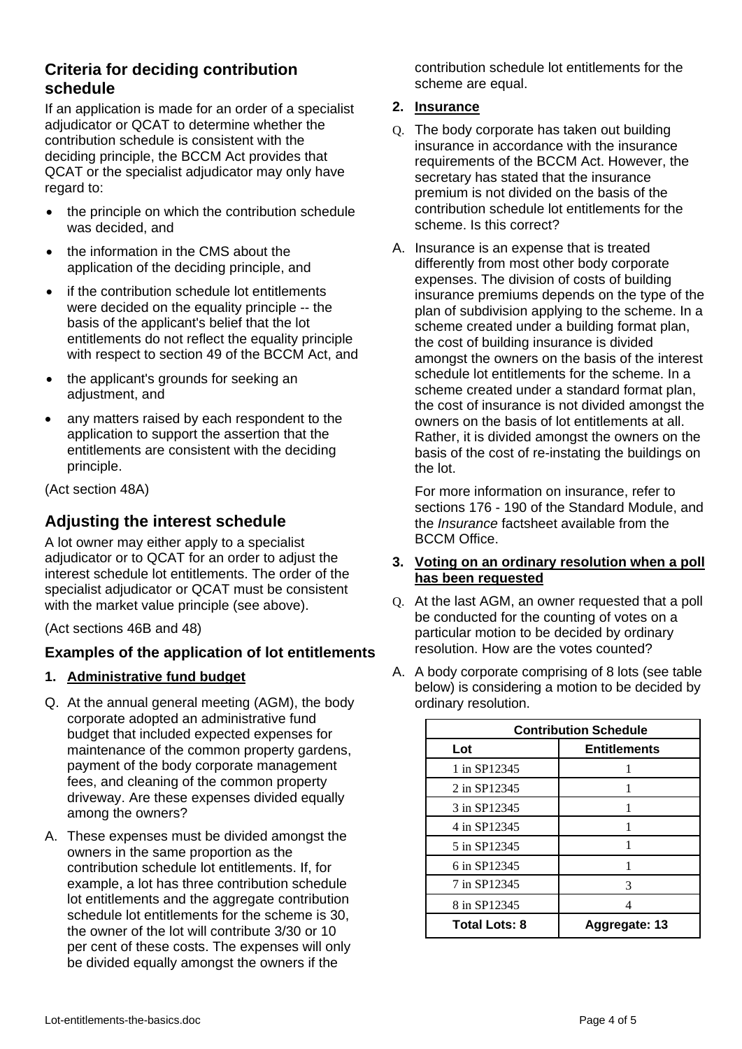## Criteria for deciding contribution schedule

If an application is made for an order of a specialist adjudicator or QCAT to determine whether the contribution schedule is consistent with the deciding principle, the BCCM Act provides that QCAT or the specialist adjudicator may only have regard to:

- the principle on which the contribution schedule was decided, and
- the information in the CMS about the application of the deciding principle, and
- if the contribution schedule lot entitlements were decided on the equality principle -- the basis of the applicant's belief that the lot entitlements do not reflect the equality principle with respect to section 49 of the BCCM Act, and
- the applicant's grounds for seeking an adjustment, and
- any matters raised by each respondent to the application to support the assertion that the entitlements are consistent with the deciding principle.

(Act section 48A)

## Adjusting the interest schedule

A lot owner may either apply to a specialist adjudicator or to QCAT for an order to adjust the interest schedule lot entitlements. The order of the specialist adjudicator or QCAT must be consistent with the market value principle (see above).

(Act sections 46B and 48)

### Examples of the application of lot entitlements

**1. <u>Administrative fund budget</u>**

Q. At the annual general meeting (AGM), the body corporate adopted an administrative fund budget that included expected expenses for maintenance of the common property gardens, payment of the body corporate management fees, and cleaning of the common property driveway. Are these expenses divided equally among the owners?

A. These expenses must be divided amongst the owners in the same proportion as the contribution schedule lot entitlements. If, for example, a lot has three contribution schedule lot entitlements and the aggregate contribution schedule lot entitlements for the scheme is 30, the owner of the lot will contribute 3/30 or 10 per cent of these costs. The expenses will only be divided equally amongst the owners if the contribution schedule lot entitlements for the scheme are equal.

**2. <u>Insurance</u>**

Q. The body corporate has taken out building insurance in accordance with the insurance requirements of the BCCM Act. However, the secretary has stated that the insurance premium is not divided on the basis of the contribution schedule lot entitlements for the scheme. Is this correct?

A. Insurance is an expense that is treated differently from most other body corporate expenses. The division of costs of building insurance premiums depends on the type of the plan of subdivision applying to the scheme. In a scheme created under a building format plan, the cost of building insurance is divided amongst the owners on the basis of the interest schedule lot entitlements for the scheme. In a scheme created under a standard format plan, the cost of insurance is not divided amongst the owners on the basis of lot entitlements at all. Rather, it is divided amongst the owners on the basis of the cost of re-instating the buildings on the lot.

For more information on insurance, refer to sections 176 - 190 of the Standard Module, and the *Insurance* factsheet available from the BCCM Office.

**3. <u>Voting on an ordinary resolution when a poll has been requested</u>**

Q. At the last AGM, an owner requested that a poll be conducted for the counting of votes on a particular motion to be decided by ordinary resolution. How are the votes counted?

A. A body corporate comprising of 8 lots (see table below) is considering a motion to be decided by ordinary resolution.

| Contribution Schedule | |
|---|---|
| **Lot** | **Entitlements** |
| 1 in SP12345 | 1 |
| 2 in SP12345 | 1 |
| 3 in SP12345 | 1 |
| 4 in SP12345 | 1 |
| 5 in SP12345 | 1 |
| 6 in SP12345 | 1 |
| 7 in SP12345 | 3 |
| 8 in SP12345 | 4 |
| **Total Lots: 8** | **Aggregate: 13** |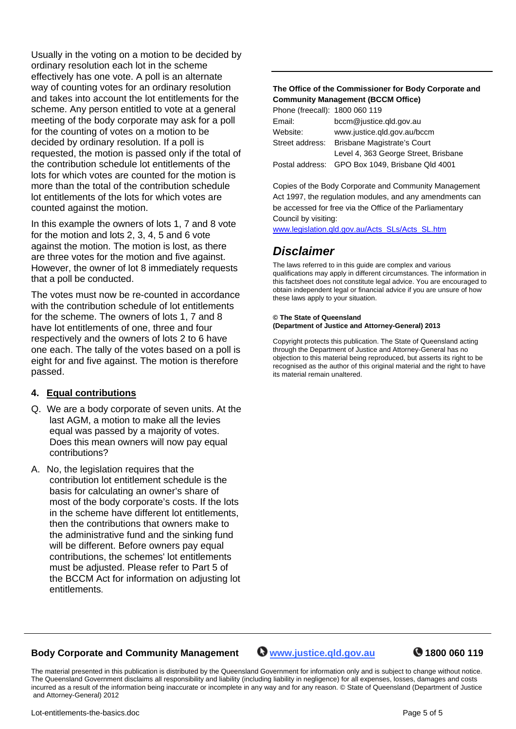Usually in the voting on a motion to be decided by ordinary resolution each lot in the scheme effectively has one vote. A poll is an alternate way of counting votes for an ordinary resolution and takes into account the lot entitlements for the scheme. Any person entitled to vote at a general meeting of the body corporate may ask for a poll for the counting of votes on a motion to be decided by ordinary resolution. If a poll is requested, the motion is passed only if the total of the contribution schedule lot entitlements of the lots for which votes are counted for the motion is more than the total of the contribution schedule lot entitlements of the lots for which votes are counted against the motion.

In this example the owners of lots 1, 7 and 8 vote for the motion and lots 2, 3, 4, 5 and 6 vote against the motion. The motion is lost, as there are three votes for the motion and five against. However, the owner of lot 8 immediately requests that a poll be conducted.

The votes must now be re-counted in accordance with the contribution schedule of lot entitlements for the scheme. The owners of lots 1, 7 and 8 have lot entitlements of one, three and four respectively and the owners of lots 2 to 6 have one each. The tally of the votes based on a poll is eight for and five against. The motion is therefore passed.

#### 4. Equal contributions

Q. We are a body corporate of seven units. At the last AGM, a motion to make all the levies equal was passed by a majority of votes. Does this mean owners will now pay equal contributions?

A. No, the legislation requires that the contribution lot entitlement schedule is the basis for calculating an owner's share of most of the body corporate's costs. If the lots in the scheme have different lot entitlements, then the contributions that owners make to the administrative fund and the sinking fund will be different. Before owners pay equal contributions, the schemes' lot entitlements must be adjusted. Please refer to Part 5 of the BCCM Act for information on adjusting lot entitlements.

---

**The Office of the Commissioner for Body Corporate and Community Management (BCCM Office)**

Phone (freecall): 1800 060 119
Email: bccm@justice.qld.gov.au
Website: www.justice.qld.gov.au/bccm
Street address: Brisbane Magistrate's Court
Level 4, 363 George Street, Brisbane
Postal address: GPO Box 1049, Brisbane Qld 4001

Copies of the Body Corporate and Community Management Act 1997, the regulation modules, and any amendments can be accessed for free via the Office of the Parliamentary Council by visiting:
www.legislation.qld.gov.au/Acts_SLs/Acts_SL.htm

## *Disclaimer*

The laws referred to in this guide are complex and various qualifications may apply in different circumstances. The information in this factsheet does not constitute legal advice. You are encouraged to obtain independent legal or financial advice if you are unsure of how these laws apply to your situation.

**© The State of Queensland**
**(Department of Justice and Attorney-General) 2013**

Copyright protects this publication. The State of Queensland acting through the Department of Justice and Attorney-General has no objection to this material being reproduced, but asserts its right to be recognised as the author of this original material and the right to have its material remain unaltered.

---

**Body Corporate and Community Management** **www.justice.qld.gov.au** **1800 060 119**

The material presented in this publication is distributed by the Queensland Government for information only and is subject to change without notice. The Queensland Government disclaims all responsibility and liability (including liability in negligence) for all expenses, losses, damages and costs incurred as a result of the information being inaccurate or incomplete in any way and for any reason. © State of Queensland (Department of Justice and Attorney-General) 2012